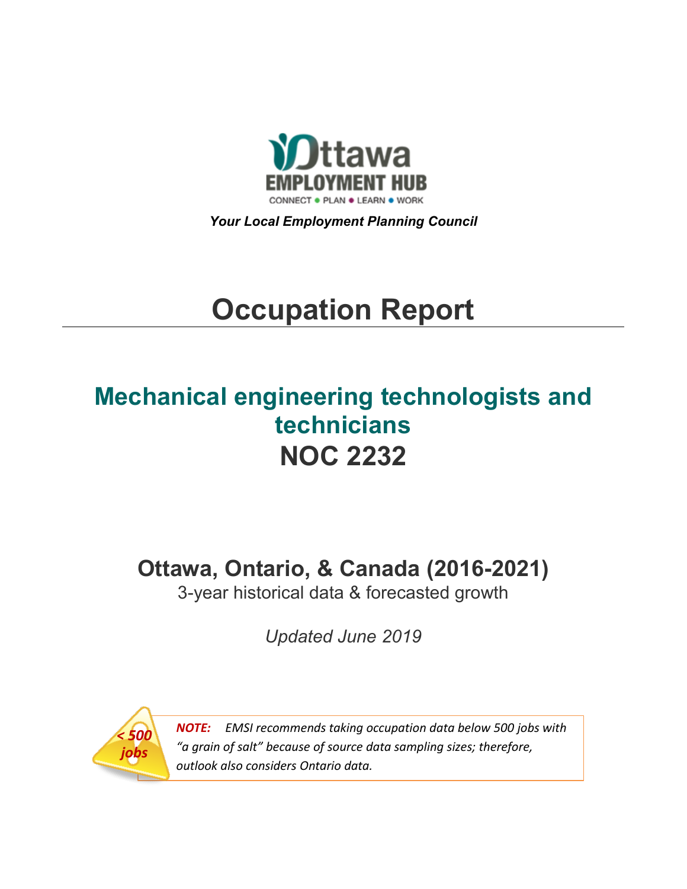Ottawa
EMPLOYMENT HUB
CONNECT • PLAN • LEARN • WORK

*Your Local Employment Planning Council*

# Occupation Report

## Mechanical engineering technologists and technicians
## NOC 2232

### Ottawa, Ontario, & Canada (2016-2021)

3-year historical data & forecasted growth

*Updated June 2019*

*< 500 jobs*

***NOTE:*** *EMSI recommends taking occupation data below 500 jobs with "a grain of salt" because of source data sampling sizes; therefore, outlook also considers Ontario data.*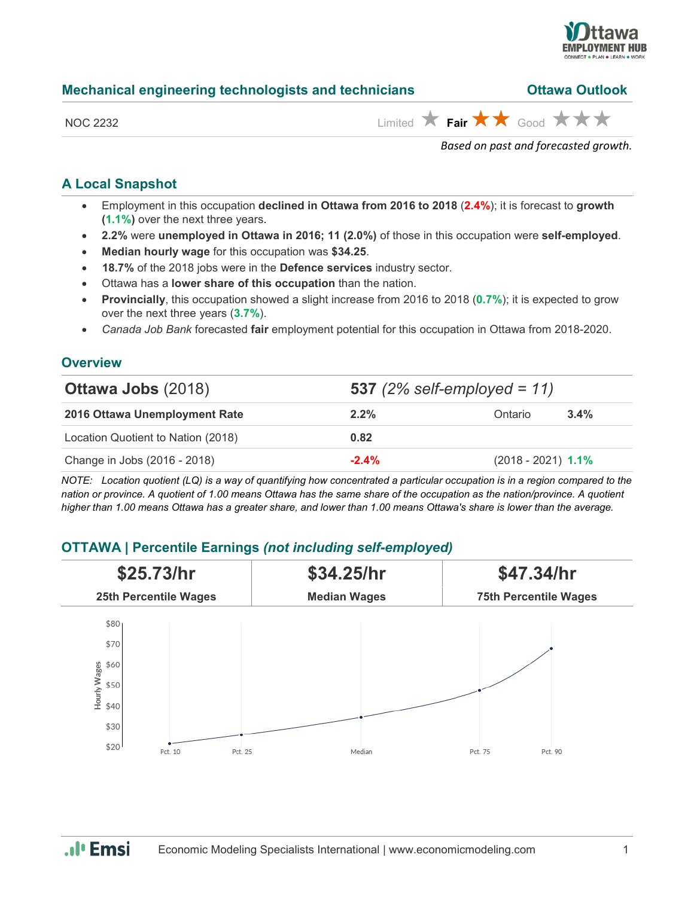## Mechanical engineering technologists and technicians

**Ottawa Outlook**

NOC 2232

Limited ★ **Fair** ★★ Good ★★★

*Based on past and forecasted growth.*

### A Local Snapshot

- Employment in this occupation **declined in Ottawa from 2016 to 2018** (**2.4%**); it is forecast to **growth** (**1.1%**) over the next three years.
- **2.2%** were **unemployed in Ottawa in 2016; 11 (2.0%)** of those in this occupation were **self-employed**.
- **Median hourly wage** for this occupation was **$34.25**.
- **18.7%** of the 2018 jobs were in the **Defence services** industry sector.
- Ottawa has a **lower share of this occupation** than the nation.
- **Provincially**, this occupation showed a slight increase from 2016 to 2018 (**0.7%**); it is expected to grow over the next three years (**3.7%**).
- *Canada Job Bank* forecasted **fair** employment potential for this occupation in Ottawa from 2018-2020.

### Overview

| **Ottawa Jobs** (2018) | **537** *(2% self-employed = 11)* | | |
|---|---|---|---|
| **2016 Ottawa Unemployment Rate** | **2.2%** | Ontario | **3.4%** |
| Location Quotient to Nation (2018) | **0.82** | | |
| Change in Jobs (2016 - 2018) | **-2.4%** | (2018 - 2021) | **1.1%** |

*NOTE: Location quotient (LQ) is a way of quantifying how concentrated a particular occupation is in a region compared to the nation or province. A quotient of 1.00 means Ottawa has the same share of the occupation as the nation/province. A quotient higher than 1.00 means Ottawa has a greater share, and lower than 1.00 means Ottawa's share is lower than the average.*

### OTTAWA | Percentile Earnings *(not including self-employed)*

| $25.73/hr | $34.25/hr | $47.34/hr |
|---|---|---|
| **25th Percentile Wages** | **Median Wages** | **75th Percentile Wages** |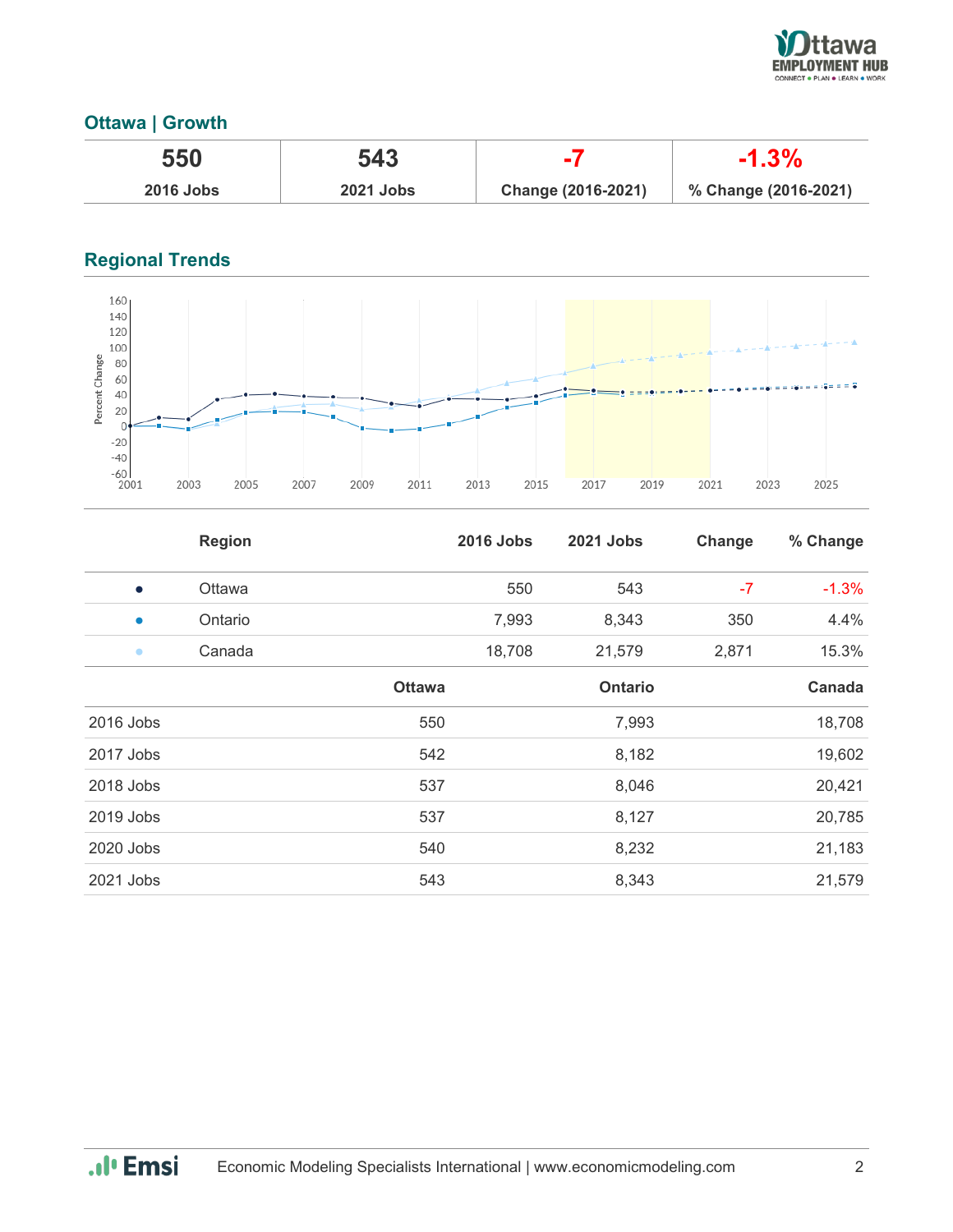## Ottawa | Growth

| 550 | 543 | -7 | -1.3% |
|---|---|---|---|
| 2016 Jobs | 2021 Jobs | Change (2016-2021) | % Change (2016-2021) |

## Regional Trends

|  | Region | 2016 Jobs | 2021 Jobs | Change | % Change |
|---|---|---|---|---|---|
| ● | Ottawa | 550 | 543 | -7 | -1.3% |
| ● | Ontario | 7,993 | 8,343 | 350 | 4.4% |
| ● | Canada | 18,708 | 21,579 | 2,871 | 15.3% |

|  | Ottawa | Ontario | Canada |
|---|---|---|---|
| 2016 Jobs | 550 | 7,993 | 18,708 |
| 2017 Jobs | 542 | 8,182 | 19,602 |
| 2018 Jobs | 537 | 8,046 | 20,421 |
| 2019 Jobs | 537 | 8,127 | 20,785 |
| 2020 Jobs | 540 | 8,232 | 21,183 |
| 2021 Jobs | 543 | 8,343 | 21,579 |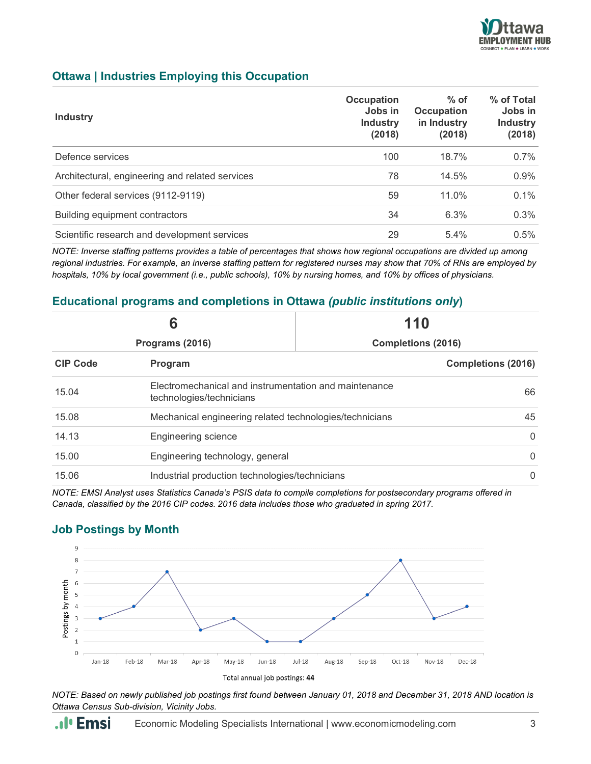## Ottawa | Industries Employing this Occupation

| Industry | Occupation Jobs in Industry (2018) | % of Occupation in Industry (2018) | % of Total Jobs in Industry (2018) |
|---|---|---|---|
| Defence services | 100 | 18.7% | 0.7% |
| Architectural, engineering and related services | 78 | 14.5% | 0.9% |
| Other federal services (9112-9119) | 59 | 11.0% | 0.1% |
| Building equipment contractors | 34 | 6.3% | 0.3% |
| Scientific research and development services | 29 | 5.4% | 0.5% |

*NOTE: Inverse staffing patterns provides a table of percentages that shows how regional occupations are divided up among regional industries. For example, an inverse staffing pattern for registered nurses may show that 70% of RNs are employed by hospitals, 10% by local government (i.e., public schools), 10% by nursing homes, and 10% by offices of physicians.*

## Educational programs and completions in Ottawa *(public institutions only)*

| 6 | 110 |
|---|---|
| Programs (2016) | Completions (2016) |

| CIP Code | Program | Completions (2016) |
|---|---|---|
| 15.04 | Electromechanical and instrumentation and maintenance technologies/technicians | 66 |
| 15.08 | Mechanical engineering related technologies/technicians | 45 |
| 14.13 | Engineering science | 0 |
| 15.00 | Engineering technology, general | 0 |
| 15.06 | Industrial production technologies/technicians | 0 |

*NOTE: EMSI Analyst uses Statistics Canada's PSIS data to compile completions for postsecondary programs offered in Canada, classified by the 2016 CIP codes. 2016 data includes those who graduated in spring 2017.*

## Job Postings by Month

| Month | Postings by month |
|---|---|
| Jan-18 | 3 |
| Feb-18 | 4 |
| Mar-18 | 7 |
| Apr-18 | 2 |
| May-18 | 3 |
| Jun-18 | 1 |
| Jul-18 | 1 |
| Aug-18 | 3 |
| Sep-18 | 5 |
| Oct-18 | 8 |
| Nov-18 | 3 |
| Dec-18 | 4 |

Total annual job postings: **44**

*NOTE: Based on newly published job postings first found between January 01, 2018 and December 31, 2018 AND location is Ottawa Census Sub-division, Vicinity Jobs.*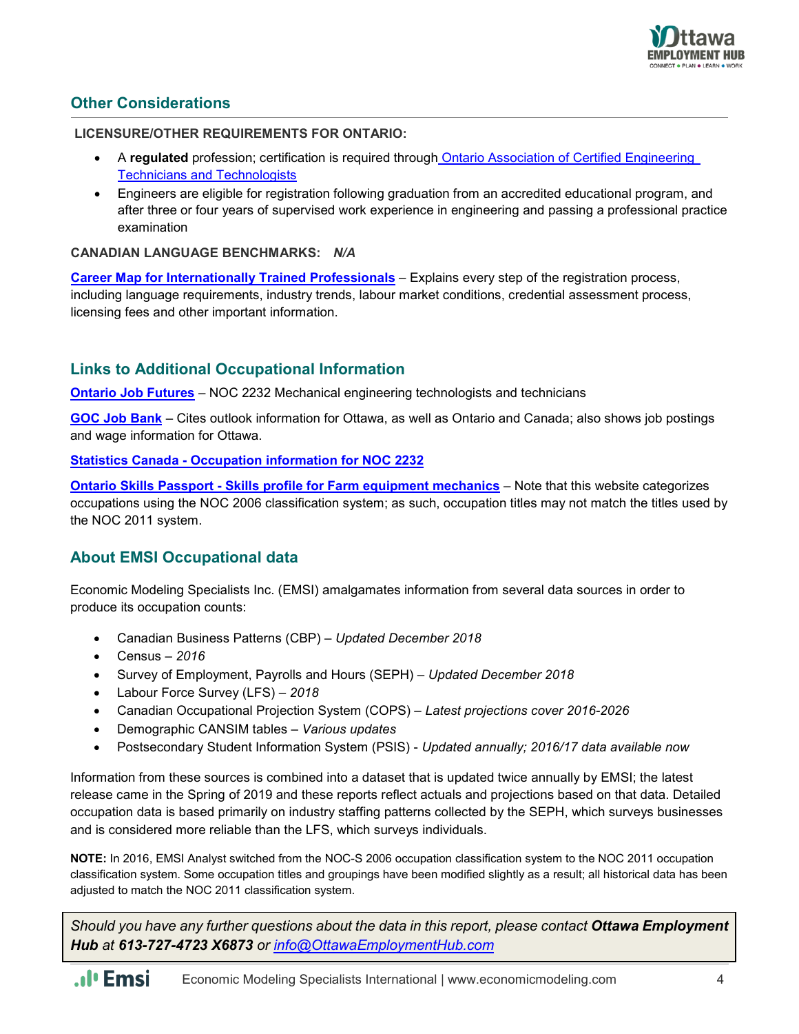## Other Considerations

**LICENSURE/OTHER REQUIREMENTS FOR ONTARIO:**

- A **regulated** profession; certification is required through Ontario Association of Certified Engineering Technicians and Technologists
- Engineers are eligible for registration following graduation from an accredited educational program, and after three or four years of supervised work experience in engineering and passing a professional practice examination

**CANADIAN LANGUAGE BENCHMARKS:** ***N/A***

**Career Map for Internationally Trained Professionals** – Explains every step of the registration process, including language requirements, industry trends, labour market conditions, credential assessment process, licensing fees and other important information.

## Links to Additional Occupational Information

**Ontario Job Futures** – NOC 2232 Mechanical engineering technologists and technicians

**GOC Job Bank** – Cites outlook information for Ottawa, as well as Ontario and Canada; also shows job postings and wage information for Ottawa.

**Statistics Canada - Occupation information for NOC 2232**

**Ontario Skills Passport - Skills profile for Farm equipment mechanics** – Note that this website categorizes occupations using the NOC 2006 classification system; as such, occupation titles may not match the titles used by the NOC 2011 system.

## About EMSI Occupational data

Economic Modeling Specialists Inc. (EMSI) amalgamates information from several data sources in order to produce its occupation counts:

- Canadian Business Patterns (CBP) – *Updated December 2018*
- Census – *2016*
- Survey of Employment, Payrolls and Hours (SEPH) – *Updated December 2018*
- Labour Force Survey (LFS) – *2018*
- Canadian Occupational Projection System (COPS) – *Latest projections cover 2016-2026*
- Demographic CANSIM tables – *Various updates*
- Postsecondary Student Information System (PSIS) - *Updated annually; 2016/17 data available now*

Information from these sources is combined into a dataset that is updated twice annually by EMSI; the latest release came in the Spring of 2019 and these reports reflect actuals and projections based on that data. Detailed occupation data is based primarily on industry staffing patterns collected by the SEPH, which surveys businesses and is considered more reliable than the LFS, which surveys individuals.

**NOTE:** In 2016, EMSI Analyst switched from the NOC-S 2006 occupation classification system to the NOC 2011 occupation classification system. Some occupation titles and groupings have been modified slightly as a result; all historical data has been adjusted to match the NOC 2011 classification system.

*Should you have any further questions about the data in this report, please contact **Ottawa Employment Hub** at **613-727-4723 X6873** or info@OttawaEmploymentHub.com*